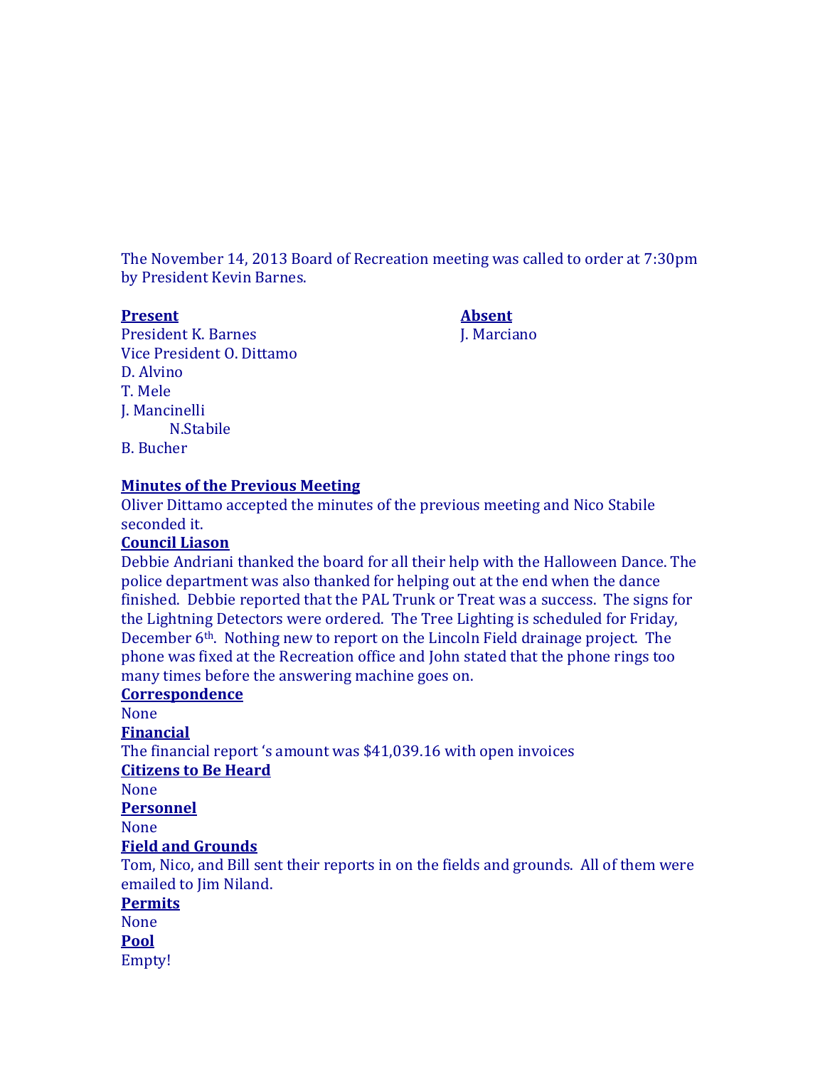The November 14, 2013 Board of Recreation meeting was called to order at 7:30pm by President Kevin Barnes.

| **Present** | **Absent** |
| --- | --- |
| President K. Barnes | J. Marciano |
| Vice President O. Dittamo | |
| D. Alvino | |
| T. Mele | |
| J. Mancinelli | |
| N.Stabile | |
| B. Bucher | |

**Minutes of the Previous Meeting**

Oliver Dittamo accepted the minutes of the previous meeting and Nico Stabile seconded it.

**Council Liason**

Debbie Andriani thanked the board for all their help with the Halloween Dance. The police department was also thanked for helping out at the end when the dance finished. Debbie reported that the PAL Trunk or Treat was a success. The signs for the Lightning Detectors were ordered. The Tree Lighting is scheduled for Friday, December 6th. Nothing new to report on the Lincoln Field drainage project. The phone was fixed at the Recreation office and John stated that the phone rings too many times before the answering machine goes on.

**Correspondence**

None

**Financial**

The financial report 's amount was $41,039.16 with open invoices

**Citizens to Be Heard**

None

**Personnel**

None

**Field and Grounds**

Tom, Nico, and Bill sent their reports in on the fields and grounds. All of them were emailed to Jim Niland.

**Permits**

None

**Pool**

Empty!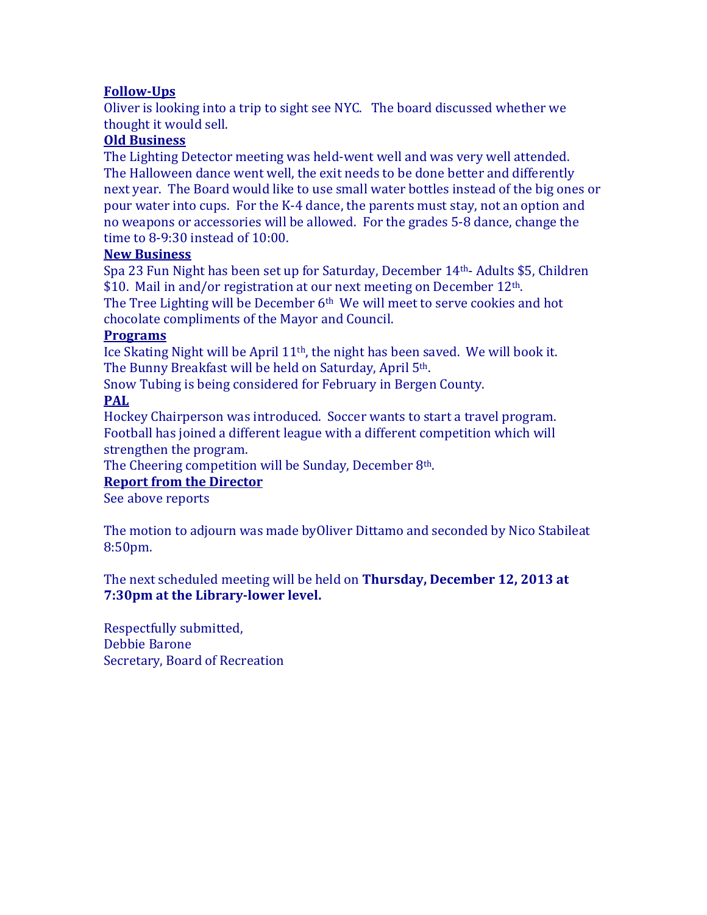**Follow-Ups**

Oliver is looking into a trip to sight see NYC.   The board discussed whether we thought it would sell.

**Old Business**

The Lighting Detector meeting was held-went well and was very well attended. The Halloween dance went well, the exit needs to be done better and differently next year.  The Board would like to use small water bottles instead of the big ones or pour water into cups.  For the K-4 dance, the parents must stay, not an option and no weapons or accessories will be allowed.  For the grades 5-8 dance, change the time to 8-9:30 instead of 10:00.

**New Business**

Spa 23 Fun Night has been set up for Saturday, December 14th- Adults $5, Children $10.  Mail in and/or registration at our next meeting on December 12th.

The Tree Lighting will be December 6th  We will meet to serve cookies and hot chocolate compliments of the Mayor and Council.

**Programs**

Ice Skating Night will be April 11th, the night has been saved.  We will book it.

The Bunny Breakfast will be held on Saturday, April 5th.

Snow Tubing is being considered for February in Bergen County.

**PAL**

Hockey Chairperson was introduced.  Soccer wants to start a travel program. Football has joined a different league with a different competition which will strengthen the program.

The Cheering competition will be Sunday, December 8th.

**Report from the Director**

See above reports

The motion to adjourn was made byOliver Dittamo and seconded by Nico Stabileat 8:50pm.

The next scheduled meeting will be held on **Thursday, December 12, 2013 at 7:30pm at the Library-lower level.**

Respectfully submitted,
Debbie Barone
Secretary, Board of Recreation